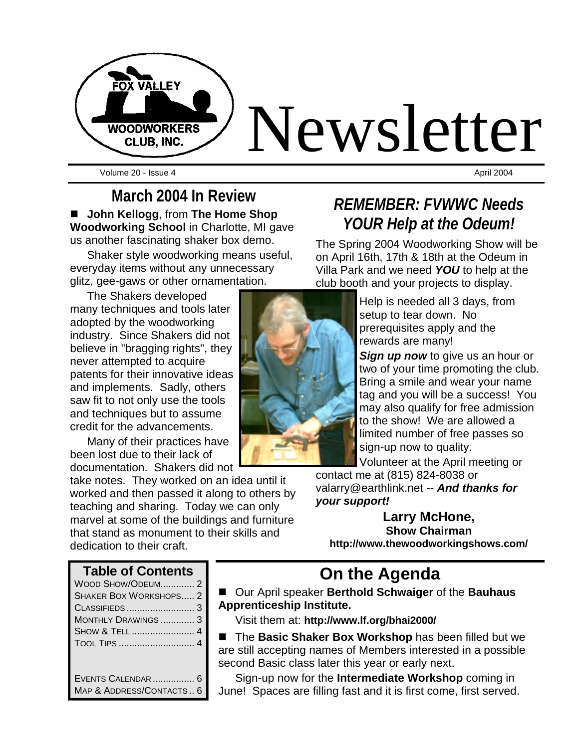# Fox Valley Woodworkers Club, Inc. Newsletter

Volume 20 - Issue 4 | April 2004

## March 2004 In Review

■ **John Kellogg**, from **The Home Shop Woodworking School** in Charlotte, MI gave us another fascinating shaker box demo.

Shaker style woodworking means useful, everyday items without any unnecessary glitz, gee-gaws or other ornamentation.

The Shakers developed many techniques and tools later adopted by the woodworking industry. Since Shakers did not believe in "bragging rights", they never attempted to acquire patents for their innovative ideas and implements. Sadly, others saw fit to not only use the tools and techniques but to assume credit for the advancements.

Many of their practices have been lost due to their lack of documentation. Shakers did not take notes. They worked on an idea until it worked and then passed it along to others by teaching and sharing. Today we can only marvel at some of the buildings and furniture that stand as monument to their skills and dedication to their craft.

## *REMEMBER: FVWWC Needs YOUR Help at the Odeum!*

The Spring 2004 Woodworking Show will be on April 16th, 17th & 18th at the Odeum in Villa Park and we need ***YOU*** to help at the club booth and your projects to display.

Help is needed all 3 days, from setup to tear down. No prerequisites apply and the rewards are many!

***Sign up now*** to give us an hour or two of your time promoting the club. Bring a smile and wear your name tag and you will be a success! You may also qualify for free admission to the show! We are allowed a limited number of free passes so sign-up now to quality.

Volunteer at the April meeting or contact me at (815) 824-8038 or valarry@earthlink.net -- ***And thanks for your support!***

**Larry McHone,**
**Show Chairman**
**http://www.thewoodworkingshows.com/**

### Table of Contents

| | |
|---|---|
| Wood Show/Odeum | 2 |
| Shaker Box Workshops | 2 |
| Classifieds | 3 |
| Monthly Drawings | 3 |
| Show & Tell | 4 |
| Tool Tips | 4 |
| Events Calendar | 6 |
| Map & Address/Contacts | 6 |

## On the Agenda

■ Our April speaker **Berthold Schwaiger** of the **Bauhaus Apprenticeship Institute.**

Visit them at: **http://www.lf.org/bhai2000/**

■ The **Basic Shaker Box Workshop** has been filled but we are still accepting names of Members interested in a possible second Basic class later this year or early next.

Sign-up now for the **Intermediate Workshop** coming in June! Spaces are filling fast and it is first come, first served.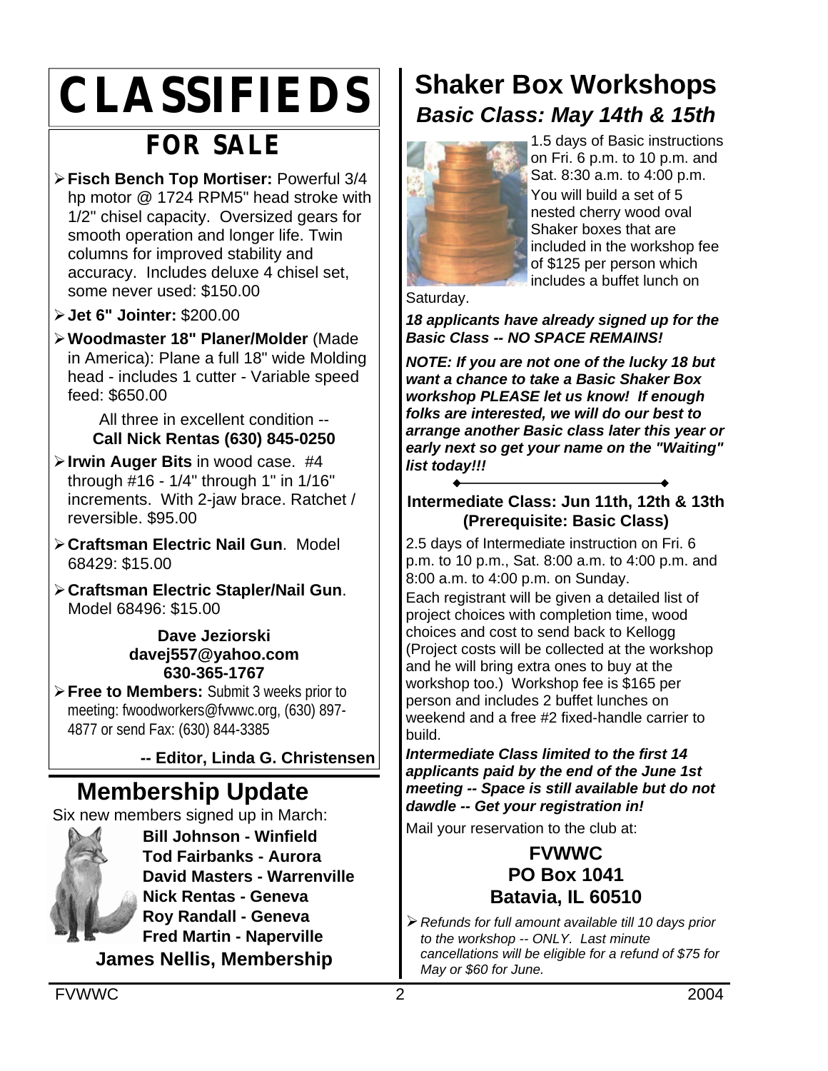# CLASSIFIEDS

## FOR SALE

- **Fisch Bench Top Mortiser:** Powerful 3/4 hp motor @ 1724 RPM5" head stroke with 1/2" chisel capacity. Oversized gears for smooth operation and longer life. Twin columns for improved stability and accuracy. Includes deluxe 4 chisel set, some never used: $150.00
- **Jet 6" Jointer:** $200.00
- **Woodmaster 18" Planer/Molder** (Made in America): Plane a full 18" wide Molding head - includes 1 cutter - Variable speed feed: $650.00

All three in excellent condition --
**Call Nick Rentas (630) 845-0250**

- **Irwin Auger Bits** in wood case. #4 through #16 - 1/4" through 1" in 1/16" increments. With 2-jaw brace. Ratchet / reversible. $95.00
- **Craftsman Electric Nail Gun**. Model 68429: $15.00
- **Craftsman Electric Stapler/Nail Gun**. Model 68496: $15.00

**Dave Jeziorski**
**davej557@yahoo.com**
**630-365-1767**

- **Free to Members:** Submit 3 weeks prior to meeting: fwoodworkers@fvwwc.org, (630) 897-4877 or send Fax: (630) 844-3385

**-- Editor, Linda G. Christensen**

## Membership Update

Six new members signed up in March:

**Bill Johnson - Winfield**
**Tod Fairbanks - Aurora**
**David Masters - Warrenville**
**Nick Rentas - Geneva**
**Roy Randall - Geneva**
**Fred Martin - Naperville**

**James Nellis, Membership**

## Shaker Box Workshops

### *Basic Class: May 14th & 15th*

1.5 days of Basic instructions on Fri. 6 p.m. to 10 p.m. and Sat. 8:30 a.m. to 4:00 p.m. You will build a set of 5 nested cherry wood oval Shaker boxes that are included in the workshop fee of $125 per person which includes a buffet lunch on Saturday.

***18 applicants have already signed up for the Basic Class -- NO SPACE REMAINS!***

***NOTE: If you are not one of the lucky 18 but want a chance to take a Basic Shaker Box workshop PLEASE let us know! If enough folks are interested, we will do our best to arrange another Basic class later this year or early next so get your name on the "Waiting" list today!!!***

### Intermediate Class: Jun 11th, 12th & 13th (Prerequisite: Basic Class)

2.5 days of Intermediate instruction on Fri. 6 p.m. to 10 p.m., Sat. 8:00 a.m. to 4:00 p.m. and 8:00 a.m. to 4:00 p.m. on Sunday.

Each registrant will be given a detailed list of project choices with completion time, wood choices and cost to send back to Kellogg (Project costs will be collected at the workshop and he will bring extra ones to buy at the workshop too.) Workshop fee is $165 per person and includes 2 buffet lunches on weekend and a free #2 fixed-handle carrier to build.

***Intermediate Class limited to the first 14 applicants paid by the end of the June 1st meeting -- Space is still available but do not dawdle -- Get your registration in!***

Mail your reservation to the club at:

**FVWWC**
**PO Box 1041**
**Batavia, IL 60510**

- *Refunds for full amount available till 10 days prior to the workshop -- ONLY. Last minute cancellations will be eligible for a refund of $75 for May or $60 for June.*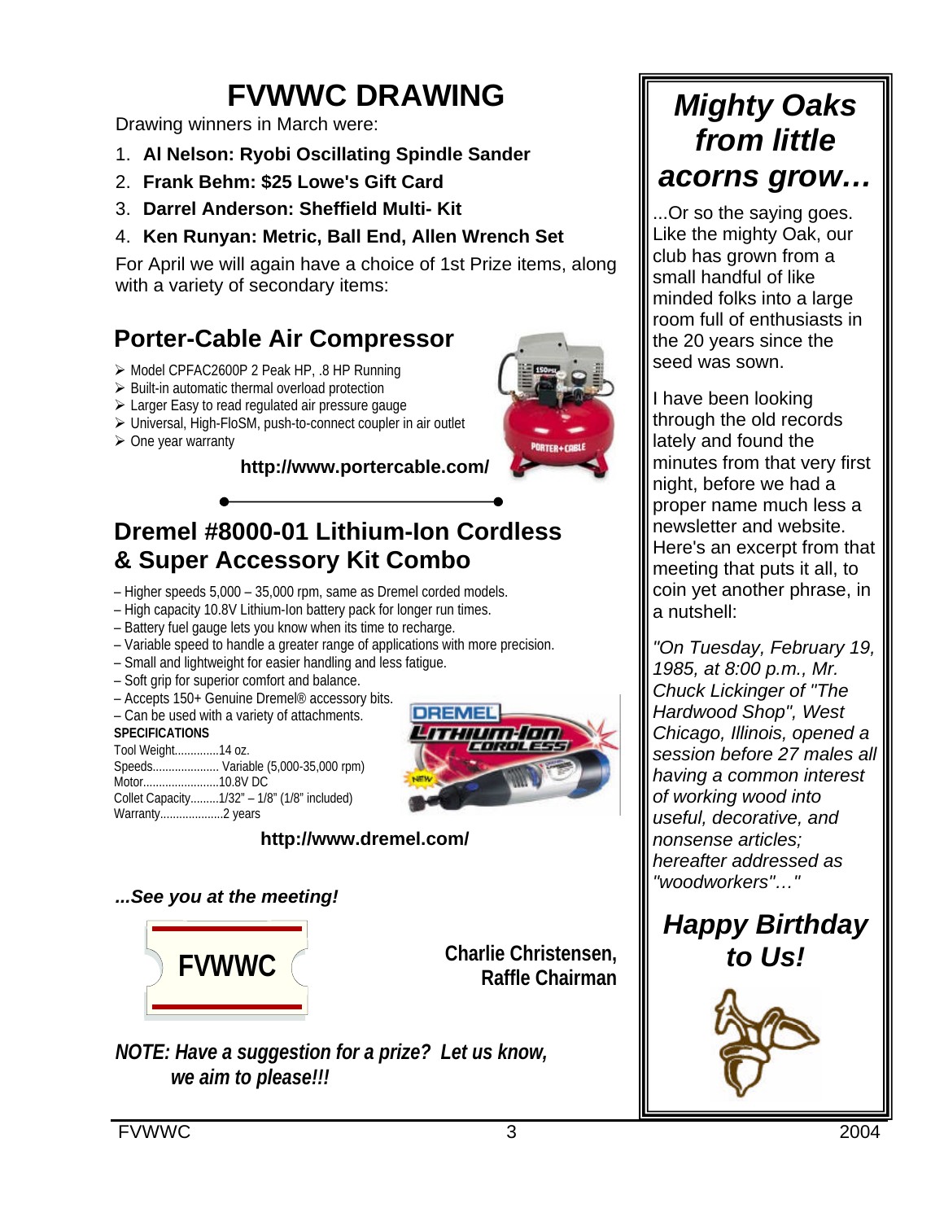# FVWWC DRAWING

Drawing winners in March were:

1. **Al Nelson: Ryobi Oscillating Spindle Sander**
2. **Frank Behm: $25 Lowe's Gift Card**
3. **Darrel Anderson: Sheffield Multi- Kit**
4. **Ken Runyan: Metric, Ball End, Allen Wrench Set**

For April we will again have a choice of 1st Prize items, along with a variety of secondary items:

## Porter-Cable Air Compressor

- Model CPFAC2600P 2 Peak HP, .8 HP Running
- Built-in automatic thermal overload protection
- Larger Easy to read regulated air pressure gauge
- Universal, High-FloSM, push-to-connect coupler in air outlet
- One year warranty

**http://www.portercable.com/**

## Dremel #8000-01 Lithium-Ion Cordless & Super Accessory Kit Combo

– Higher speeds 5,000 – 35,000 rpm, same as Dremel corded models.
– High capacity 10.8V Lithium-Ion battery pack for longer run times.
– Battery fuel gauge lets you know when its time to recharge.
– Variable speed to handle a greater range of applications with more precision.
– Small and lightweight for easier handling and less fatigue.
– Soft grip for superior comfort and balance.
– Accepts 150+ Genuine Dremel® accessory bits.
– Can be used with a variety of attachments.

**SPECIFICATIONS**

Tool Weight..............14 oz.
Speeds..................... Variable (5,000-35,000 rpm)
Motor........................10.8V DC
Collet Capacity.........1/32" – 1/8" (1/8" included)
Warranty....................2 years

**http://www.dremel.com/**

***...See you at the meeting!***

**FVWWC**

**Charlie Christensen, Raffle Chairman**

***NOTE: Have a suggestion for a prize? Let us know, we aim to please!!!***

## *Mighty Oaks from little acorns grow…*

...Or so the saying goes. Like the mighty Oak, our club has grown from a small handful of like minded folks into a large room full of enthusiasts in the 20 years since the seed was sown.

I have been looking through the old records lately and found the minutes from that very first night, before we had a proper name much less a newsletter and website. Here's an excerpt from that meeting that puts it all, to coin yet another phrase, in a nutshell:

*"On Tuesday, February 19, 1985, at 8:00 p.m., Mr. Chuck Lickinger of "The Hardwood Shop", West Chicago, Illinois, opened a session before 27 males all having a common interest of working wood into useful, decorative, and nonsense articles; hereafter addressed as "woodworkers"…"*

## *Happy Birthday to Us!*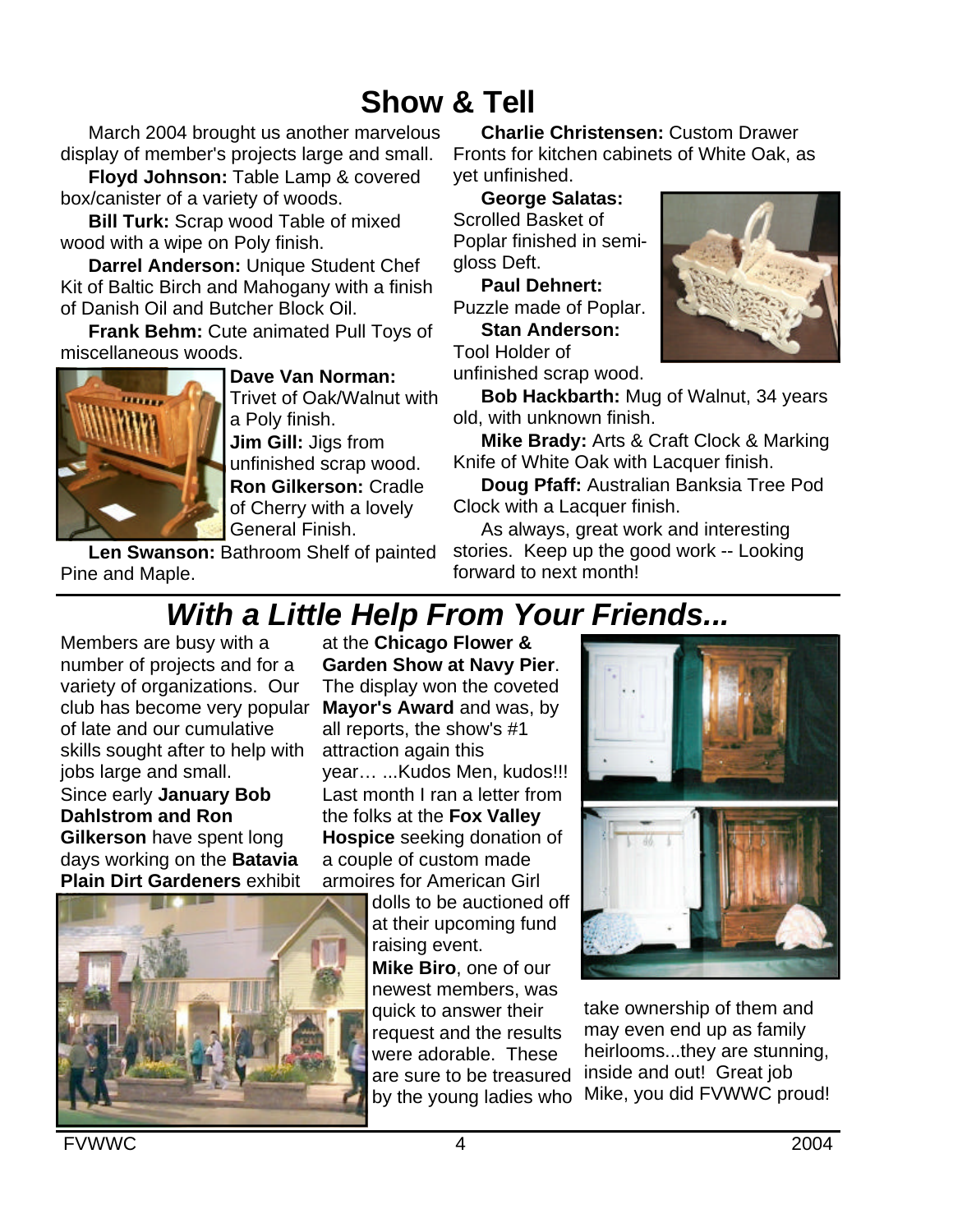# Show & Tell

March 2004 brought us another marvelous display of member's projects large and small.

**Floyd Johnson:** Table Lamp & covered box/canister of a variety of woods.

**Bill Turk:** Scrap wood Table of mixed wood with a wipe on Poly finish.

**Darrel Anderson:** Unique Student Chef Kit of Baltic Birch and Mahogany with a finish of Danish Oil and Butcher Block Oil.

**Frank Behm:** Cute animated Pull Toys of miscellaneous woods.

**Dave Van Norman:** Trivet of Oak/Walnut with a Poly finish.

**Jim Gill:** Jigs from unfinished scrap wood.

**Ron Gilkerson:** Cradle of Cherry with a lovely General Finish.

**Len Swanson:** Bathroom Shelf of painted Pine and Maple.

**Charlie Christensen:** Custom Drawer Fronts for kitchen cabinets of White Oak, as yet unfinished.

**George Salatas:** Scrolled Basket of Poplar finished in semi-gloss Deft.

**Paul Dehnert:** Puzzle made of Poplar.

**Stan Anderson:** Tool Holder of unfinished scrap wood.

**Bob Hackbarth:** Mug of Walnut, 34 years old, with unknown finish.

**Mike Brady:** Arts & Craft Clock & Marking Knife of White Oak with Lacquer finish.

**Doug Pfaff:** Australian Banksia Tree Pod Clock with a Lacquer finish.

As always, great work and interesting stories. Keep up the good work -- Looking forward to next month!

## *With a Little Help From Your Friends...*

Members are busy with a number of projects and for a variety of organizations. Our club has become very popular of late and our cumulative skills sought after to help with jobs large and small.

Since early **January Bob Dahlstrom and Ron Gilkerson** have spent long days working on the **Batavia Plain Dirt Gardeners** exhibit at the **Chicago Flower & Garden Show at Navy Pier**. The display won the coveted **Mayor's Award** and was, by all reports, the show's #1 attraction again this year… ...Kudos Men, kudos!!!

Last month I ran a letter from the folks at the **Fox Valley Hospice** seeking donation of a couple of custom made armoires for American Girl dolls to be auctioned off at their upcoming fund raising event.

**Mike Biro**, one of our newest members, was quick to answer their request and the results were adorable. These are sure to be treasured by the young ladies who take ownership of them and may even end up as family heirlooms...they are stunning, inside and out! Great job Mike, you did FVWWC proud!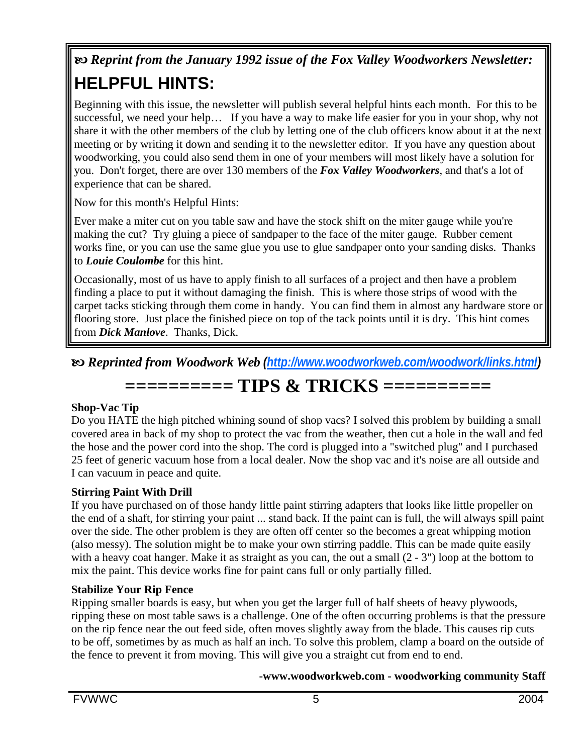*Reprint from the January 1992 issue of the Fox Valley Woodworkers Newsletter:*

## HELPFUL HINTS:

Beginning with this issue, the newsletter will publish several helpful hints each month. For this to be successful, we need your help… If you have a way to make life easier for you in your shop, why not share it with the other members of the club by letting one of the club officers know about it at the next meeting or by writing it down and sending it to the newsletter editor. If you have any question about woodworking, you could also send them in one of your members will most likely have a solution for you. Don't forget, there are over 130 members of the ***Fox Valley Woodworkers***, and that's a lot of experience that can be shared.

Now for this month's Helpful Hints:

Ever make a miter cut on you table saw and have the stock shift on the miter gauge while you're making the cut? Try gluing a piece of sandpaper to the face of the miter gauge. Rubber cement works fine, or you can use the same glue you use to glue sandpaper onto your sanding disks. Thanks to ***Louie Coulombe*** for this hint.

Occasionally, most of us have to apply finish to all surfaces of a project and then have a problem finding a place to put it without damaging the finish. This is where those strips of wood with the carpet tacks sticking through them come in handy. You can find them in almost any hardware store or flooring store. Just place the finished piece on top of the tack points until it is dry. This hint comes from ***Dick Manlove***. Thanks, Dick.

***Reprinted from Woodwork Web (http://www.woodworkweb.com/woodwork/links.html)***

## ========== TIPS & TRICKS ==========

**Shop-Vac Tip**

Do you HATE the high pitched whining sound of shop vacs? I solved this problem by building a small covered area in back of my shop to protect the vac from the weather, then cut a hole in the wall and fed the hose and the power cord into the shop. The cord is plugged into a "switched plug" and I purchased 25 feet of generic vacuum hose from a local dealer. Now the shop vac and it's noise are all outside and I can vacuum in peace and quite.

**Stirring Paint With Drill**

If you have purchased on of those handy little paint stirring adapters that looks like little propeller on the end of a shaft, for stirring your paint ... stand back. If the paint can is full, the will always spill paint over the side. The other problem is they are often off center so the becomes a great whipping motion (also messy). The solution might be to make your own stirring paddle. This can be made quite easily with a heavy coat hanger. Make it as straight as you can, the out a small (2 - 3") loop at the bottom to mix the paint. This device works fine for paint cans full or only partially filled.

**Stabilize Your Rip Fence**

Ripping smaller boards is easy, but when you get the larger full of half sheets of heavy plywoods, ripping these on most table saws is a challenge. One of the often occurring problems is that the pressure on the rip fence near the out feed side, often moves slightly away from the blade. This causes rip cuts to be off, sometimes by as much as half an inch. To solve this problem, clamp a board on the outside of the fence to prevent it from moving. This will give you a straight cut from end to end.

**-www.woodworkweb.com - woodworking community Staff**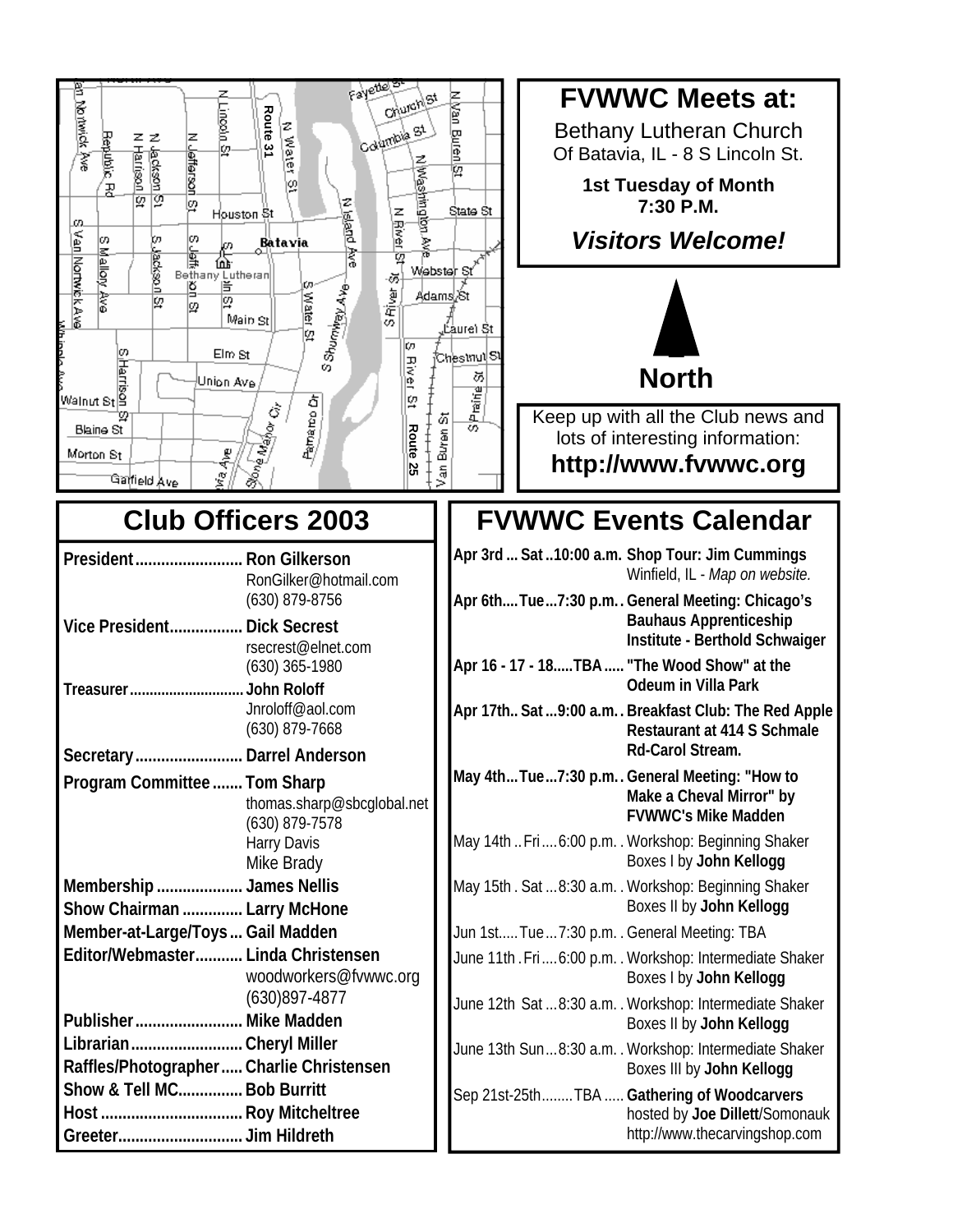## FVWWC Meets at:

Bethany Lutheran Church
Of Batavia, IL - 8 S Lincoln St.

**1st Tuesday of Month**
**7:30 P.M.**

***Visitors Welcome!***

North

Keep up with all the Club news and lots of interesting information:
**http://www.fvwwc.org**

## Club Officers 2003

**President** ......................... **Ron Gilkerson**
RonGilker@hotmail.com
(630) 879-8756

**Vice President** ................. **Dick Secrest**
rsecrest@elnet.com
(630) 365-1980

**Treasurer** ............................ **John Roloff**
Jnroloff@aol.com
(630) 879-7668

**Secretary** ......................... **Darrel Anderson**

**Program Committee** ....... **Tom Sharp**
thomas.sharp@sbcglobal.net
(630) 879-7578
Harry Davis
Mike Brady

**Membership** .................... **James Nellis**

**Show Chairman** .............. **Larry McHone**

**Member-at-Large/Toys** ... **Gail Madden**

**Editor/Webmaster** ........... **Linda Christensen**
woodworkers@fvwwc.org
(630)897-4877

**Publisher** ......................... **Mike Madden**

**Librarian** .......................... **Cheryl Miller**

**Raffles/Photographer** ..... **Charlie Christensen**

**Show & Tell MC** ............... **Bob Burritt**

**Host** ................................. **Roy Mitcheltree**

**Greeter** ............................. **Jim Hildreth**

## FVWWC Events Calendar

**Apr 3rd ... Sat ..10:00 a.m.** **Shop Tour: Jim Cummings** Winfield, IL - *Map on website.*

**Apr 6th.... Tue ...7:30 p.m. . General Meeting: Chicago's Bauhaus Apprenticeship Institute - Berthold Schwaiger**

**Apr 16 - 17 - 18..... TBA ..... "The Wood Show" at the Odeum in Villa Park**

**Apr 17th.. Sat ...9:00 a.m. . Breakfast Club: The Red Apple Restaurant at 414 S Schmale Rd-Carol Stream.**

**May 4th... Tue ...7:30 p.m. . General Meeting: "How to Make a Cheval Mirror" by FVWWC's Mike Madden**

May 14th .. Fri .... 6:00 p.m. . Workshop: Beginning Shaker Boxes I by **John Kellogg**

May 15th . Sat ... 8:30 a.m. . Workshop: Beginning Shaker Boxes II by **John Kellogg**

Jun 1st..... Tue ... 7:30 p.m. . General Meeting: TBA

June 11th . Fri .... 6:00 p.m. . Workshop: Intermediate Shaker Boxes I by **John Kellogg**

June 12th Sat ... 8:30 a.m. . Workshop: Intermediate Shaker Boxes II by **John Kellogg**

June 13th Sun ... 8:30 a.m. . Workshop: Intermediate Shaker Boxes III by **John Kellogg**

Sep 21st-25th........ TBA ..... **Gathering of Woodcarvers** hosted by **Joe Dillett**/Somonauk http://www.thecarvingshop.com